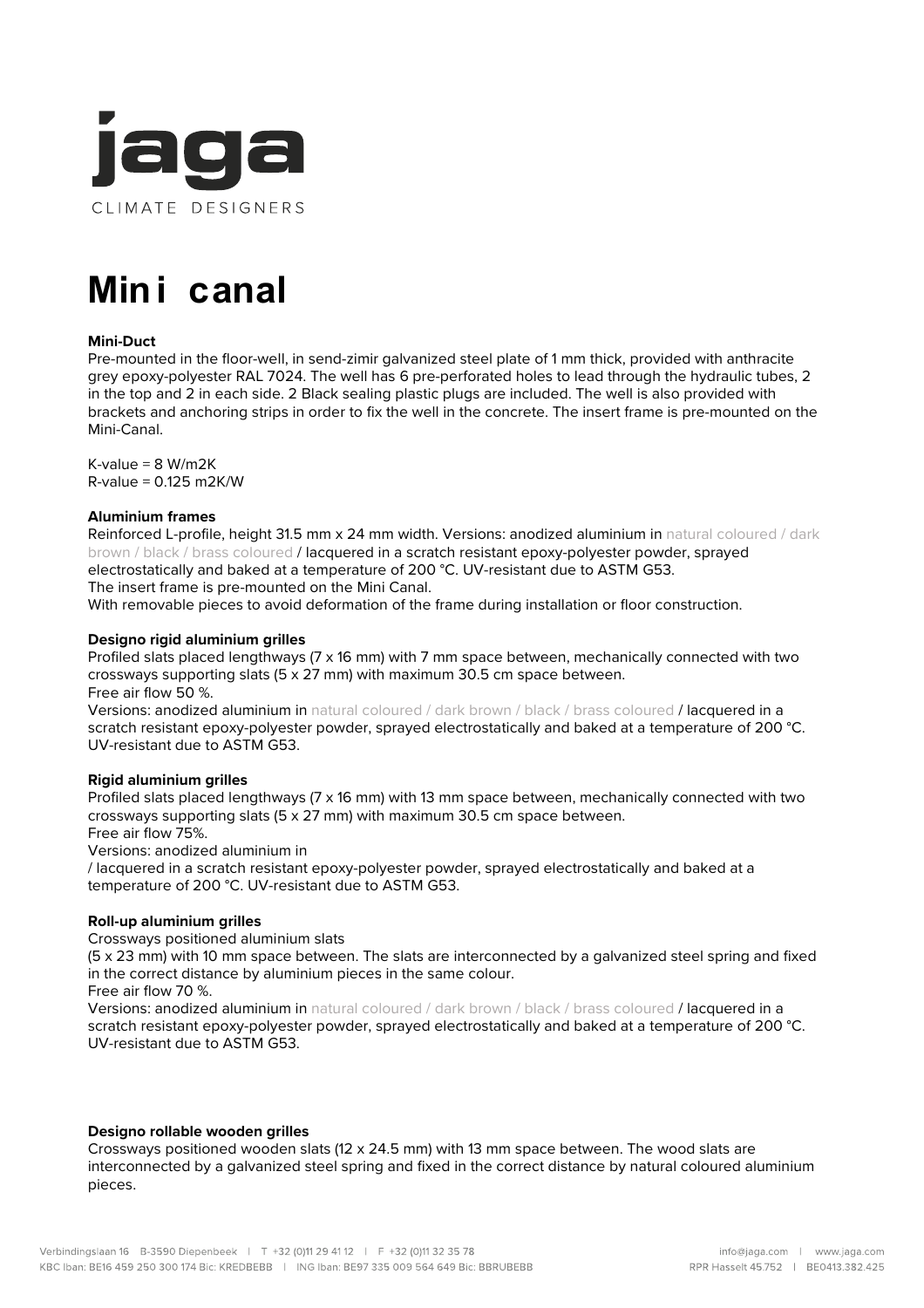jaga

CLIMATE DESIGNERS

# Mini canal

**Mini-Duct**

Pre-mounted in the floor-well, in send-zimir galvanized steel plate of 1 mm thick, provided with anthracite grey epoxy-polyester RAL 7024. The well has 6 pre-perforated holes to lead through the hydraulic tubes, 2 in the top and 2 in each side. 2 Black sealing plastic plugs are included. The well is also provided with brackets and anchoring strips in order to fix the well in the concrete. The insert frame is pre-mounted on the Mini-Canal.

K-value = 8 W/m2K
R-value = 0.125 m2K/W

**Aluminium frames**

Reinforced L-profile, height 31.5 mm x 24 mm width. Versions: anodized aluminium in natural coloured / dark brown / black / brass coloured / lacquered in a scratch resistant epoxy-polyester powder, sprayed electrostatically and baked at a temperature of 200 °C. UV-resistant due to ASTM G53.
The insert frame is pre-mounted on the Mini Canal.
With removable pieces to avoid deformation of the frame during installation or floor construction.

**Designo rigid aluminium grilles**

Profiled slats placed lengthways (7 x 16 mm) with 7 mm space between, mechanically connected with two crossways supporting slats (5 x 27 mm) with maximum 30.5 cm space between.
Free air flow 50 %.
Versions: anodized aluminium in natural coloured / dark brown / black / brass coloured / lacquered in a scratch resistant epoxy-polyester powder, sprayed electrostatically and baked at a temperature of 200 °C. UV-resistant due to ASTM G53.

**Rigid aluminium grilles**

Profiled slats placed lengthways (7 x 16 mm) with 13 mm space between, mechanically connected with two crossways supporting slats (5 x 27 mm) with maximum 30.5 cm space between.
Free air flow 75%.
Versions: anodized aluminium in
/ lacquered in a scratch resistant epoxy-polyester powder, sprayed electrostatically and baked at a temperature of 200 °C. UV-resistant due to ASTM G53.

**Roll-up aluminium grilles**

Crossways positioned aluminium slats
(5 x 23 mm) with 10 mm space between. The slats are interconnected by a galvanized steel spring and fixed in the correct distance by aluminium pieces in the same colour.
Free air flow 70 %.
Versions: anodized aluminium in natural coloured / dark brown / black / brass coloured / lacquered in a scratch resistant epoxy-polyester powder, sprayed electrostatically and baked at a temperature of 200 °C. UV-resistant due to ASTM G53.

**Designo rollable wooden grilles**

Crossways positioned wooden slats (12 x 24.5 mm) with 13 mm space between. The wood slats are interconnected by a galvanized steel spring and fixed in the correct distance by natural coloured aluminium pieces.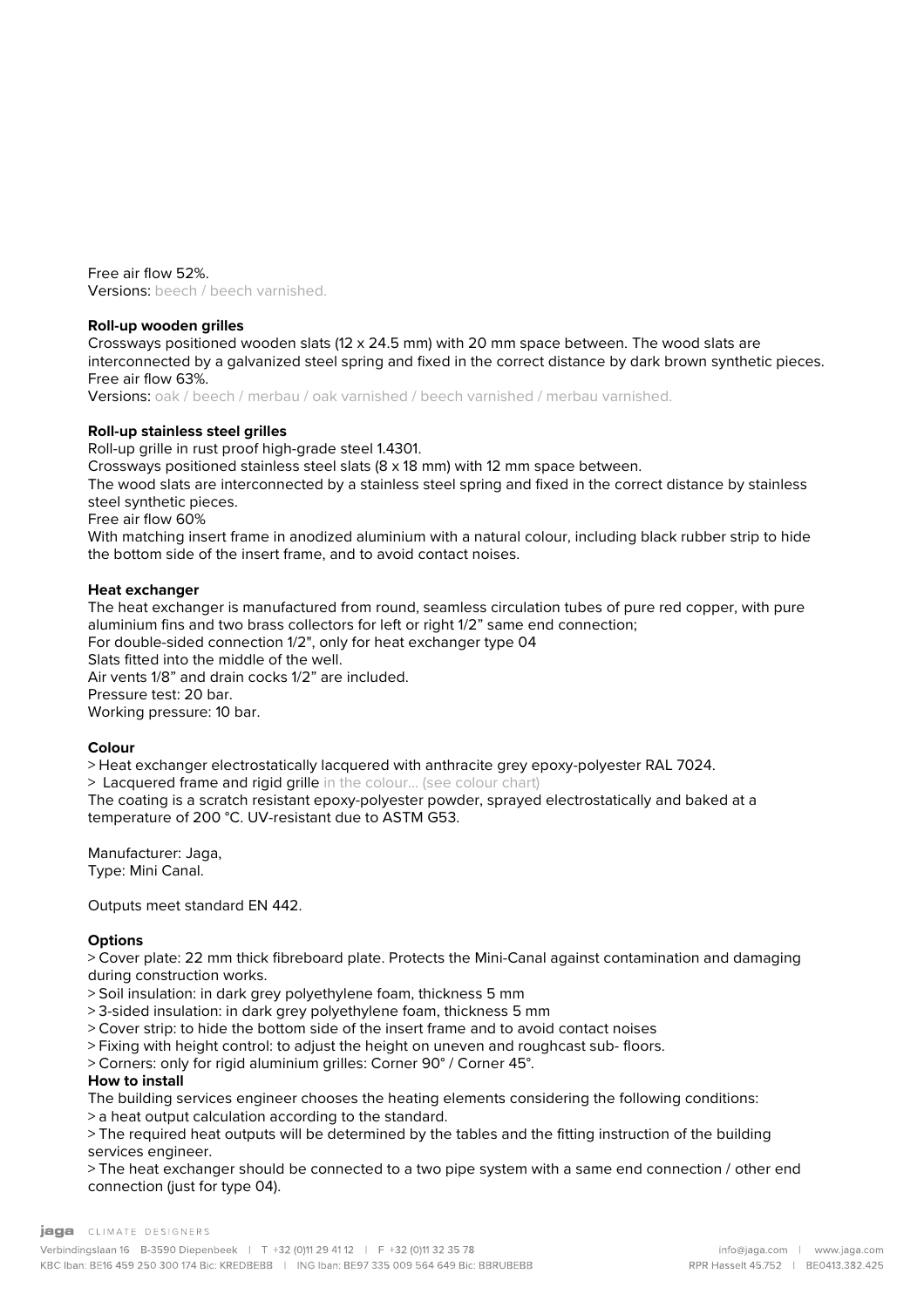Free air flow 52%.
**Versions:** beech / beech varnished.

**Roll-up wooden grilles**
Crossways positioned wooden slats (12 x 24.5 mm) with 20 mm space between. The wood slats are interconnected by a galvanized steel spring and fixed in the correct distance by dark brown synthetic pieces.
Free air flow 63%.
**Versions:** oak / beech / merbau / oak varnished / beech varnished / merbau varnished.

**Roll-up stainless steel grilles**
Roll-up grille in rust proof high-grade steel 1.4301.
Crossways positioned stainless steel slats (8 x 18 mm) with 12 mm space between.
The wood slats are interconnected by a stainless steel spring and fixed in the correct distance by stainless steel synthetic pieces.
Free air flow 60%
With matching insert frame in anodized aluminium with a natural colour, including black rubber strip to hide the bottom side of the insert frame, and to avoid contact noises.

**Heat exchanger**
The heat exchanger is manufactured from round, seamless circulation tubes of pure red copper, with pure aluminium fins and two brass collectors for left or right 1/2" same end connection;
For double-sided connection 1/2", only for heat exchanger type 04
Slats fitted into the middle of the well.
Air vents 1/8" and drain cocks 1/2" are included.
Pressure test: 20 bar.
Working pressure: 10 bar.

**Colour**
> Heat exchanger electrostatically lacquered with anthracite grey epoxy-polyester RAL 7024.
> Lacquered frame and rigid grille in the colour... (see colour chart)
The coating is a scratch resistant epoxy-polyester powder, sprayed electrostatically and baked at a temperature of 200 °C. UV-resistant due to ASTM G53.

Manufacturer: Jaga,
Type: Mini Canal.

Outputs meet standard EN 442.

**Options**
> Cover plate: 22 mm thick fibreboard plate. Protects the Mini-Canal against contamination and damaging during construction works.
> Soil insulation: in dark grey polyethylene foam, thickness 5 mm
> 3-sided insulation: in dark grey polyethylene foam, thickness 5 mm
> Cover strip: to hide the bottom side of the insert frame and to avoid contact noises
> Fixing with height control: to adjust the height on uneven and roughcast sub- floors.
> Corners: only for rigid aluminium grilles: Corner 90° / Corner 45°.

**How to install**
The building services engineer chooses the heating elements considering the following conditions:
> a heat output calculation according to the standard.
> The required heat outputs will be determined by the tables and the fitting instruction of the building services engineer.
> The heat exchanger should be connected to a two pipe system with a same end connection / other end connection (just for type 04).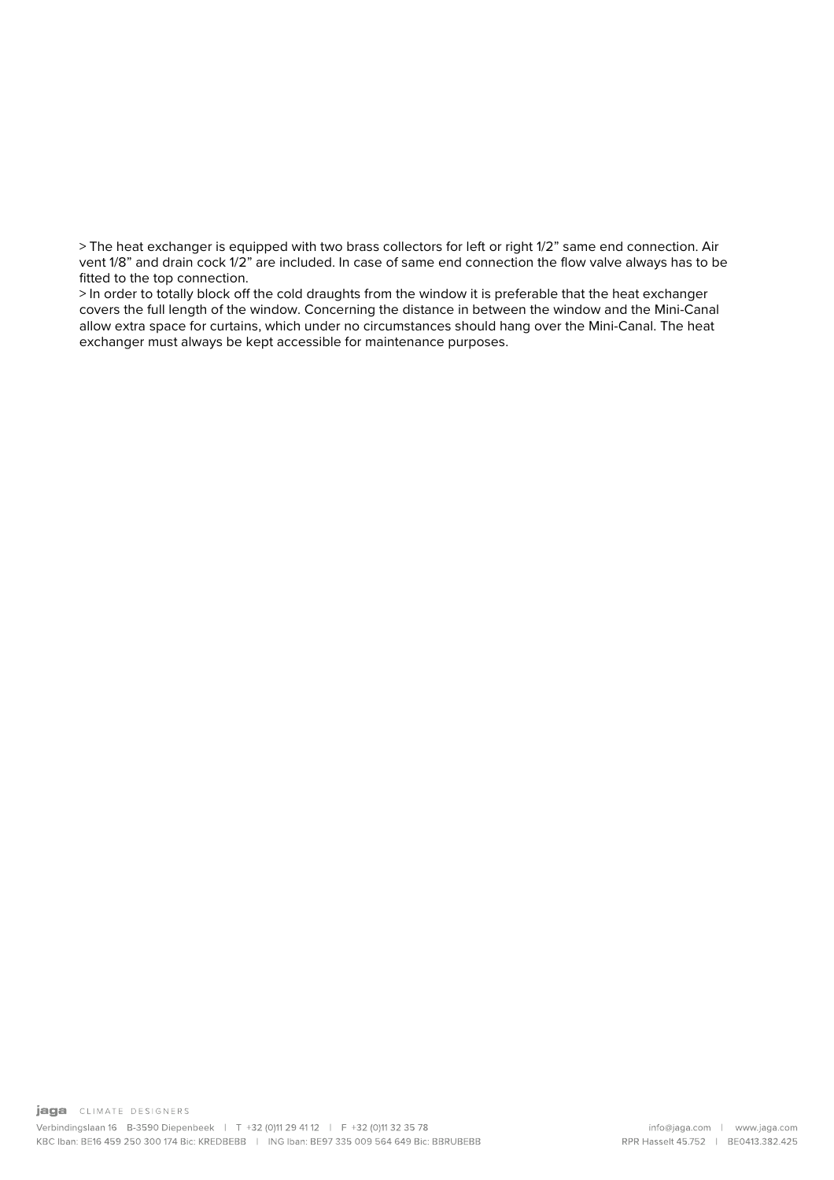> The heat exchanger is equipped with two brass collectors for left or right 1/2” same end connection. Air vent 1/8” and drain cock 1/2” are included. In case of same end connection the flow valve always has to be fitted to the top connection.

> In order to totally block off the cold draughts from the window it is preferable that the heat exchanger covers the full length of the window. Concerning the distance in between the window and the Mini-Canal allow extra space for curtains, which under no circumstances should hang over the Mini-Canal. The heat exchanger must always be kept accessible for maintenance purposes.